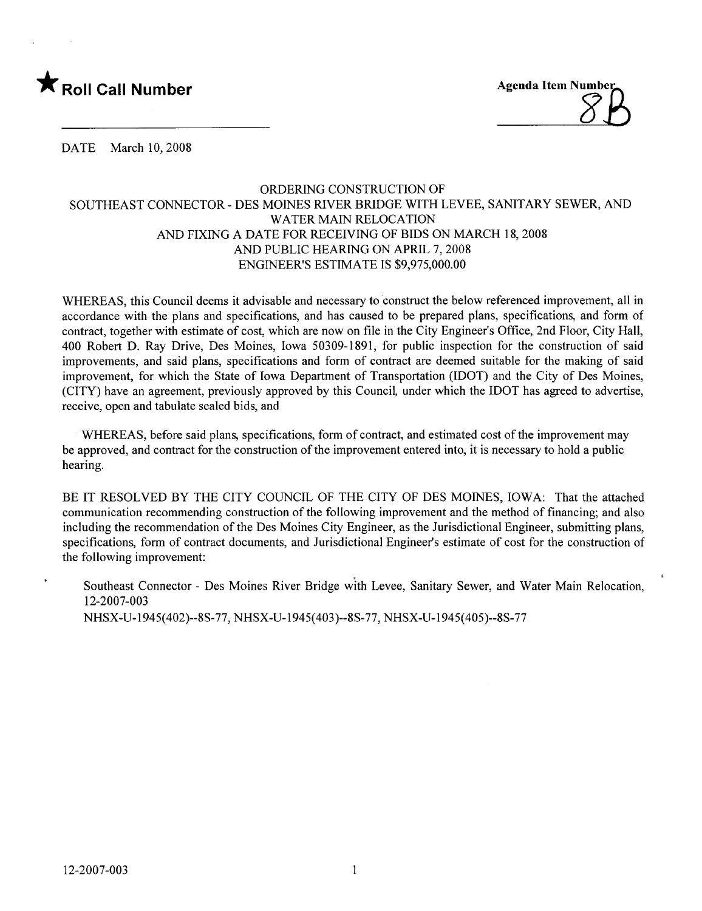★ **Roll Call Number**

Agenda Item Number 8B

DATE March 10, 2008

ORDERING CONSTRUCTION OF
SOUTHEAST CONNECTOR - DES MOINES RIVER BRIDGE WITH LEVEE, SANITARY SEWER, AND WATER MAIN RELOCATION
AND FIXING A DATE FOR RECEIVING OF BIDS ON MARCH 18, 2008
AND PUBLIC HEARING ON APRIL 7, 2008
ENGINEER'S ESTIMATE IS $9,975,000.00

WHEREAS, this Council deems it advisable and necessary to construct the below referenced improvement, all in accordance with the plans and specifications, and has caused to be prepared plans, specifications, and form of contract, together with estimate of cost, which are now on file in the City Engineer's Office, 2nd Floor, City Hall, 400 Robert D. Ray Drive, Des Moines, Iowa 50309-1891, for public inspection for the construction of said improvements, and said plans, specifications and form of contract are deemed suitable for the making of said improvement, for which the State of Iowa Department of Transportation (IDOT) and the City of Des Moines, (CITY) have an agreement, previously approved by this Council, under which the IDOT has agreed to advertise, receive, open and tabulate sealed bids, and

WHEREAS, before said plans, specifications, form of contract, and estimated cost of the improvement may be approved, and contract for the construction of the improvement entered into, it is necessary to hold a public hearing.

BE IT RESOLVED BY THE CITY COUNCIL OF THE CITY OF DES MOINES, IOWA: That the attached communication recommending construction of the following improvement and the method of financing; and also including the recommendation of the Des Moines City Engineer, as the Jurisdictional Engineer, submitting plans, specifications, form of contract documents, and Jurisdictional Engineer's estimate of cost for the construction of the following improvement:

Southeast Connector - Des Moines River Bridge with Levee, Sanitary Sewer, and Water Main Relocation, 12-2007-003
NHSX-U-1945(402)--8S-77, NHSX-U-1945(403)--8S-77, NHSX-U-1945(405)--8S-77

12-2007-003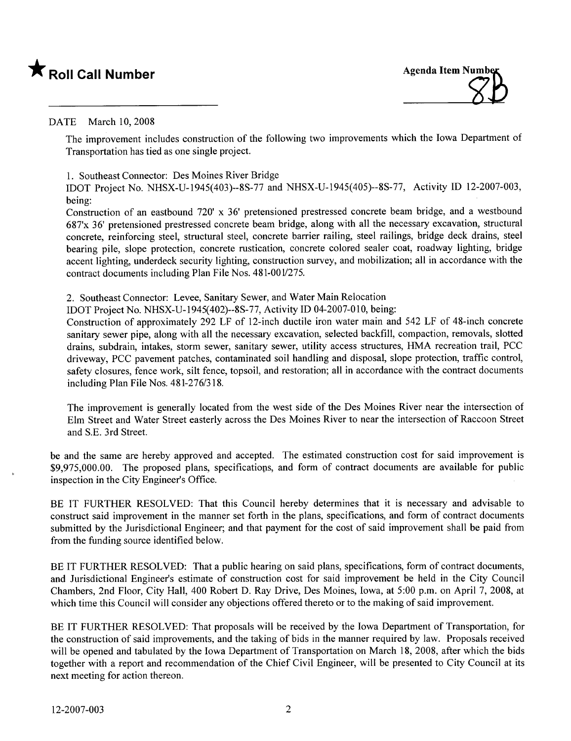★ **Roll Call Number**

Agenda Item Number 8B

DATE March 10, 2008

The improvement includes construction of the following two improvements which the Iowa Department of Transportation has tied as one single project.

1. Southeast Connector: Des Moines River Bridge
IDOT Project No. NHSX-U-1945(403)--8S-77 and NHSX-U-1945(405)--8S-77, Activity ID 12-2007-003, being:
Construction of an eastbound 720' x 36' pretensioned prestressed concrete beam bridge, and a westbound 687'x 36' pretensioned prestressed concrete beam bridge, along with all the necessary excavation, structural concrete, reinforcing steel, structural steel, concrete barrier railing, steel railings, bridge deck drains, steel bearing pile, slope protection, concrete rustication, concrete colored sealer coat, roadway lighting, bridge accent lighting, underdeck security lighting, construction survey, and mobilization; all in accordance with the contract documents including Plan File Nos. 481-001/275.

2. Southeast Connector: Levee, Sanitary Sewer, and Water Main Relocation
IDOT Project No. NHSX-U-1945(402)--8S-77, Activity ID 04-2007-010, being:
Construction of approximately 292 LF of 12-inch ductile iron water main and 542 LF of 48-inch concrete sanitary sewer pipe, along with all the necessary excavation, selected backfill, compaction, removals, slotted drains, subdrain, intakes, storm sewer, sanitary sewer, utility access structures, HMA recreation trail, PCC driveway, PCC pavement patches, contaminated soil handling and disposal, slope protection, traffic control, safety closures, fence work, silt fence, topsoil, and restoration; all in accordance with the contract documents including Plan File Nos. 481-276/318.

The improvement is generally located from the west side of the Des Moines River near the intersection of Elm Street and Water Street easterly across the Des Moines River to near the intersection of Raccoon Street and S.E. 3rd Street.

be and the same are hereby approved and accepted. The estimated construction cost for said improvement is $9,975,000.00. The proposed plans, specifications, and form of contract documents are available for public inspection in the City Engineer's Office.

BE IT FURTHER RESOLVED: That this Council hereby determines that it is necessary and advisable to construct said improvement in the manner set forth in the plans, specifications, and form of contract documents submitted by the Jurisdictional Engineer; and that payment for the cost of said improvement shall be paid from from the funding source identified below.

BE IT FURTHER RESOLVED: That a public hearing on said plans, specifications, form of contract documents, and Jurisdictional Engineer's estimate of construction cost for said improvement be held in the City Council Chambers, 2nd Floor, City Hall, 400 Robert D. Ray Drive, Des Moines, Iowa, at 5:00 p.m. on April 7, 2008, at which time this Council will consider any objections offered thereto or to the making of said improvement.

BE IT FURTHER RESOLVED: That proposals will be received by the Iowa Department of Transportation, for the construction of said improvements, and the taking of bids in the manner required by law. Proposals received will be opened and tabulated by the Iowa Department of Transportation on March 18, 2008, after which the bids together with a report and recommendation of the Chief Civil Engineer, will be presented to City Council at its next meeting for action thereon.

12-2007-003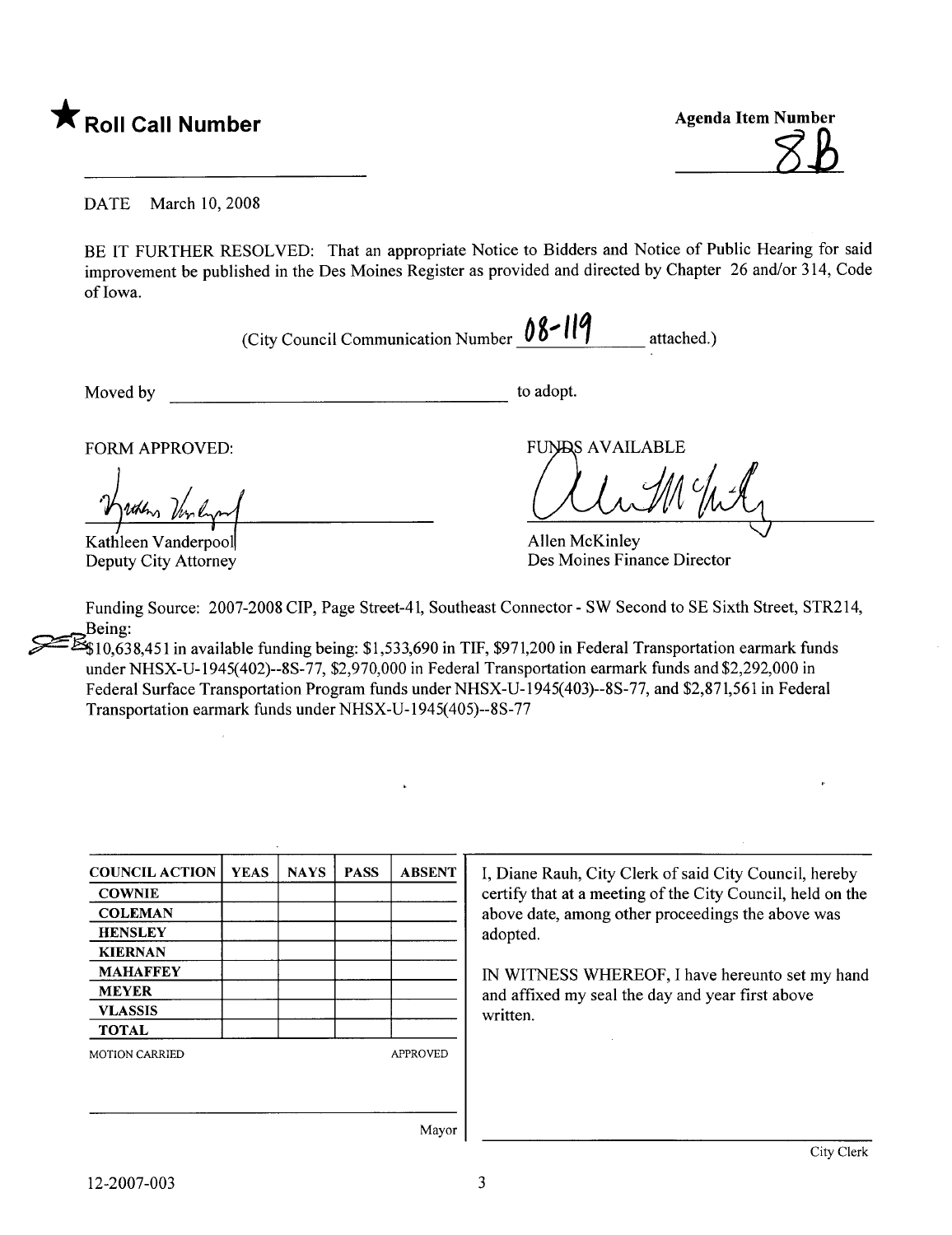★ **Roll Call Number**

**Agenda Item Number**
8B

DATE March 10, 2008

BE IT FURTHER RESOLVED: That an appropriate Notice to Bidders and Notice of Public Hearing for said improvement be published in the Des Moines Register as provided and directed by Chapter 26 and/or 314, Code of Iowa.

(City Council Communication Number 08-119 attached.)

Moved by ______________________ to adopt.

FORM APPROVED:

Kathleen Vanderpool
Deputy City Attorney

FUNDS AVAILABLE

Allen McKinley
Des Moines Finance Director

Funding Source: 2007-2008 CIP, Page Street-41, Southeast Connector - SW Second to SE Sixth Street, STR214, Being:
$10,638,451 in available funding being: $1,533,690 in TIF, $971,200 in Federal Transportation earmark funds under NHSX-U-1945(402)--8S-77, $2,970,000 in Federal Transportation earmark funds and $2,292,000 in Federal Surface Transportation Program funds under NHSX-U-1945(403)--8S-77, and $2,871,561 in Federal Transportation earmark funds under NHSX-U-1945(405)--8S-77

| COUNCIL ACTION | YEAS | NAYS | PASS | ABSENT |
|---|---|---|---|---|
| COWNIE | | | | |
| COLEMAN | | | | |
| HENSLEY | | | | |
| KIERNAN | | | | |
| MAHAFFEY | | | | |
| MEYER | | | | |
| VLASSIS | | | | |
| TOTAL | | | | |

MOTION CARRIED APPROVED

______________________ Mayor

I, Diane Rauh, City Clerk of said City Council, hereby certify that at a meeting of the City Council, held on the above date, among other proceedings the above was adopted.

IN WITNESS WHEREOF, I have hereunto set my hand and affixed my seal the day and year first above written.

______________________ City Clerk

12-2007-003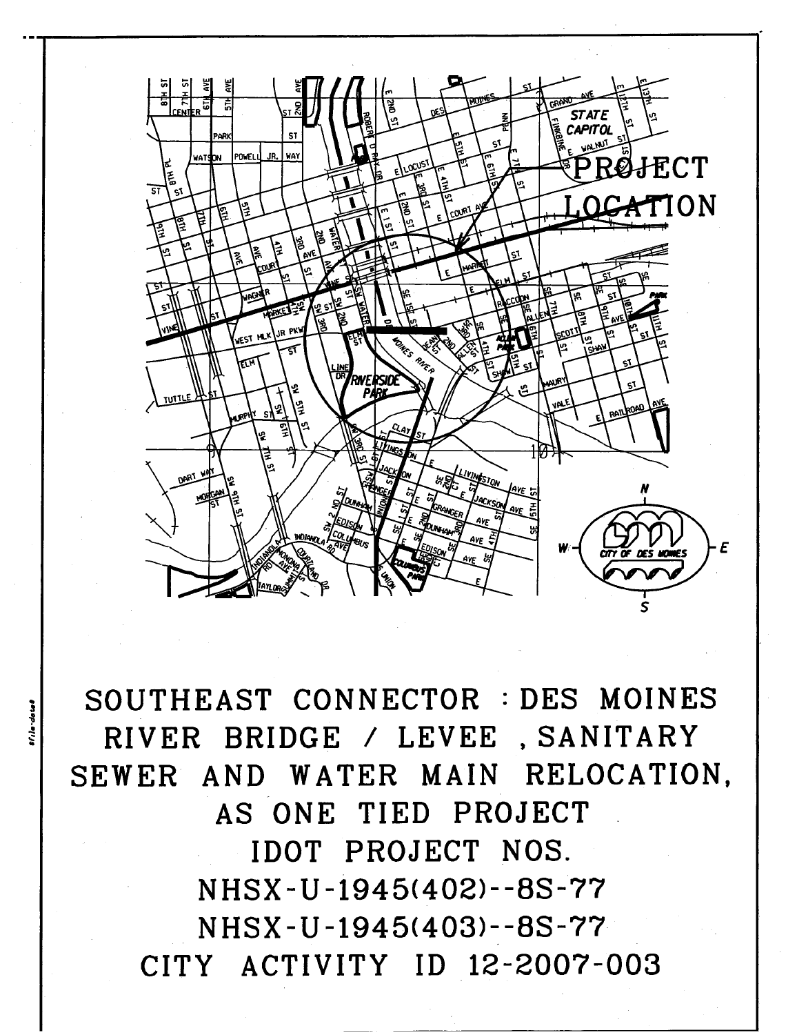SOUTHEAST CONNECTOR : DES MOINES RIVER BRIDGE / LEVEE , SANITARY SEWER AND WATER MAIN RELOCATION, AS ONE TIED PROJECT

IDOT PROJECT NOS.

NHSX-U-1945(402)--8S-77

NHSX-U-1945(403)--8S-77

CITY ACTIVITY ID 12-2007-003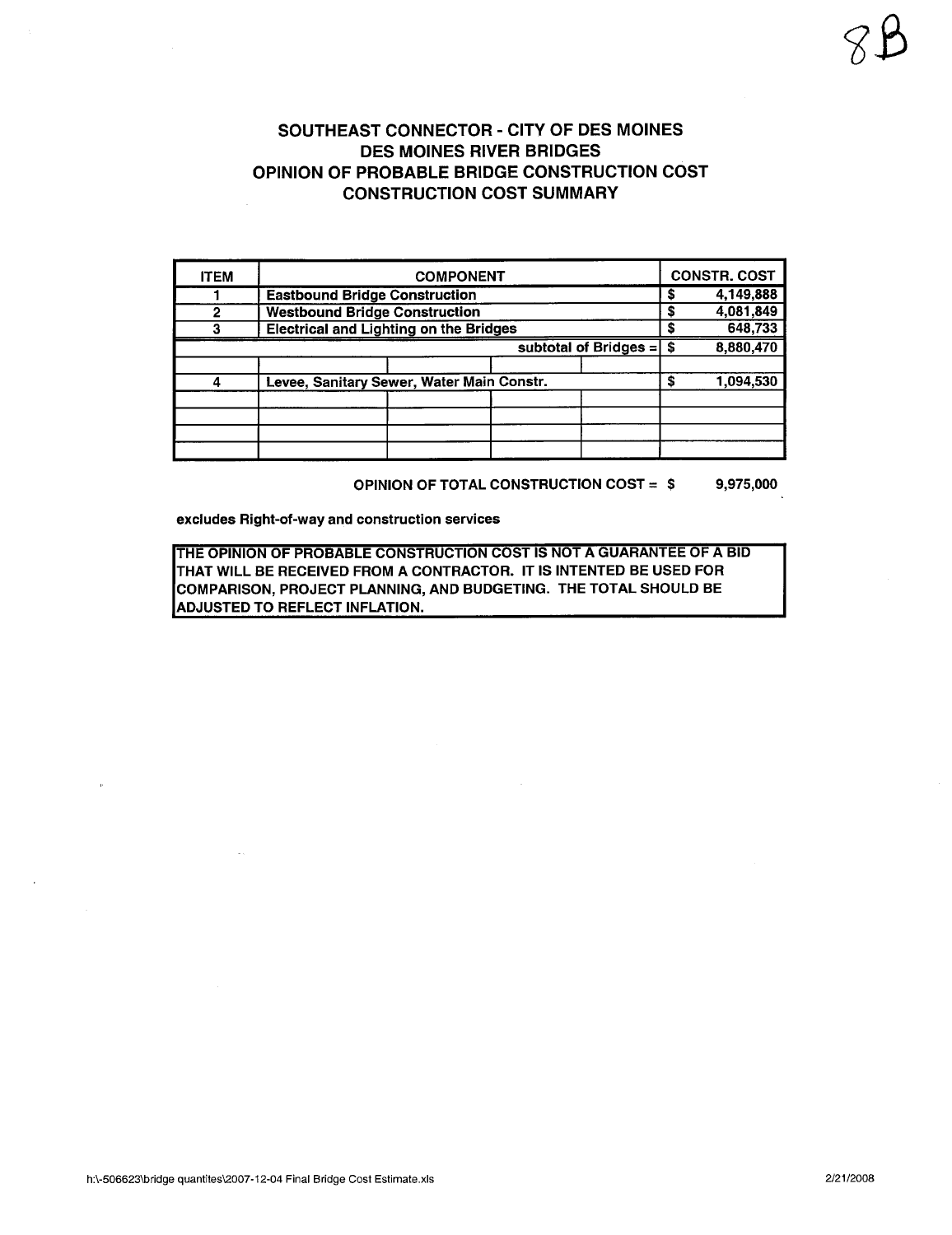8B

# SOUTHEAST CONNECTOR - CITY OF DES MOINES
## DES MOINES RIVER BRIDGES
## OPINION OF PROBABLE BRIDGE CONSTRUCTION COST
## CONSTRUCTION COST SUMMARY

| ITEM | COMPONENT | CONSTR. COST |
|---|---|---|
| 1 | Eastbound Bridge Construction | $ 4,149,888 |
| 2 | Westbound Bridge Construction | $ 4,081,849 |
| 3 | Electrical and Lighting on the Bridges | $ 648,733 |
| | subtotal of Bridges = | $ 8,880,470 |
| | | |
| 4 | Levee, Sanitary Sewer, Water Main Constr. | $ 1,094,530 |
| | | |
| | | |
| | | |
| | | |

**OPINION OF TOTAL CONSTRUCTION COST = $ 9,975,000**

**excludes Right-of-way and construction services**

**THE OPINION OF PROBABLE CONSTRUCTION COST IS NOT A GUARANTEE OF A BID THAT WILL BE RECEIVED FROM A CONTRACTOR. IT IS INTENTED BE USED FOR COMPARISON, PROJECT PLANNING, AND BUDGETING. THE TOTAL SHOULD BE ADJUSTED TO REFLECT INFLATION.**

h:\-506623\bridge quantites\2007-12-04 Final Bridge Cost Estimate.xls 2/21/2008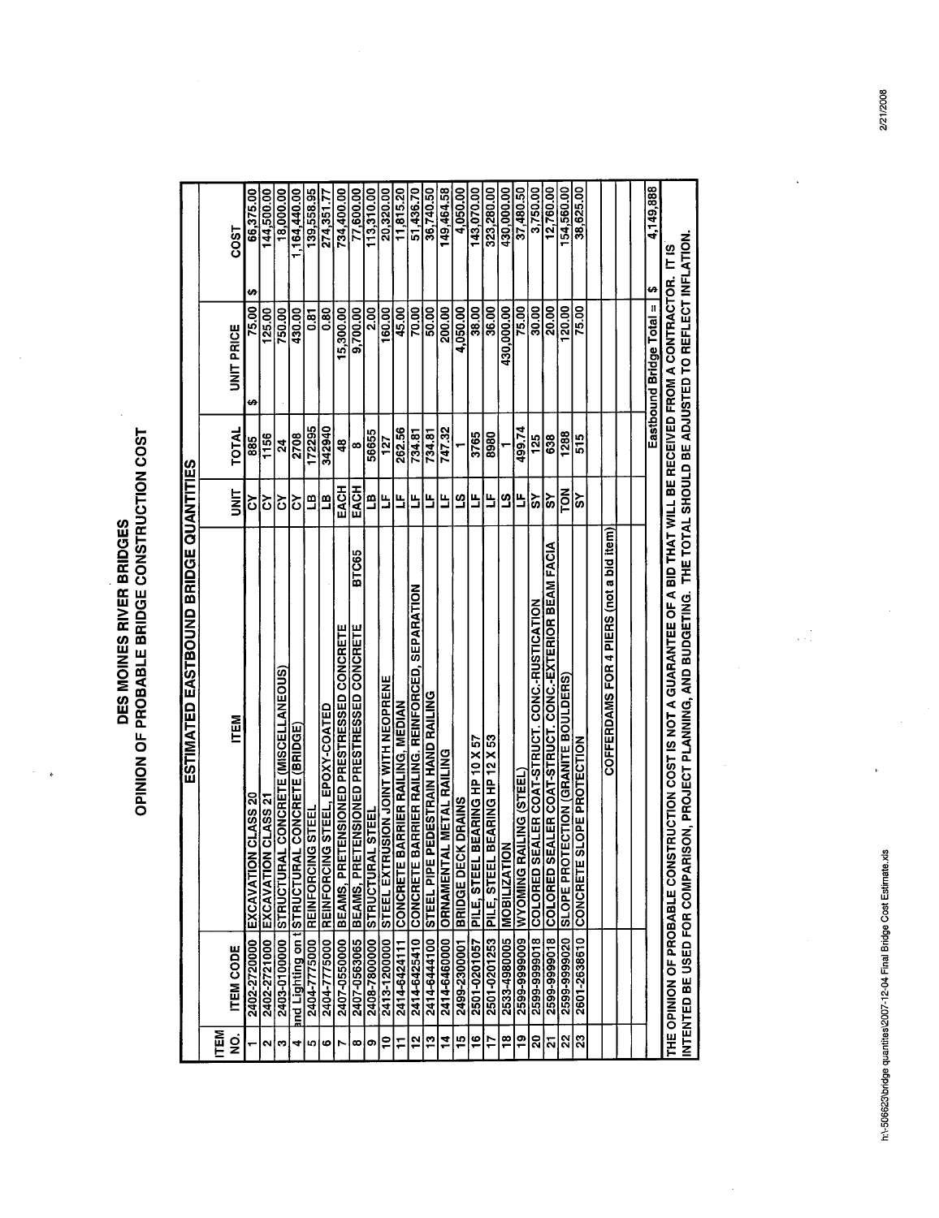# DES MOINES RIVER BRIDGES
## OPINION OF PROBABLE BRIDGE CONSTRUCTION COST

| ESTIMATED EASTBOUND BRIDGE QUANTITIES | | | | | | |
|---|---|---|---|---|---|---|
| ITEM NO. | ITEM CODE | ITEM | UNIT | TOTAL | UNIT PRICE | COST |
| 1 | 2402-2720000 | EXCAVATION CLASS 20 | CY | 885 | $ 75.00 | $ 66,375.00 |
| 2 | 2402-2721000 | EXCAVATION CLASS 21 | CY | 1156 | 125.00 | 144,500.00 |
| 3 | 2403-0100000 | STRUCTURAL CONCRETE (MISCELLANEOUS) | CY | 24 | 750.00 | 18,000.00 |
| 4 | and Lighting on t | STRUCTURAL CONCRETE (BRIDGE) | CY | 2708 | 430.00 | 1,164,440.00 |
| 5 | 2404-7775000 | REINFORCING STEEL | LB | 172295 | 0.81 | 139,558.95 |
| 6 | 2404-7775000 | REINFORCING STEEL, EPOXY-COATED | LB | 342940 | 0.80 | 274,351.77 |
| 7 | 2407-0550000 | BEAMS, PRETENSIONED PRESTRESSED CONCRETE | EACH | 48 | 15,300.00 | 734,400.00 |
| 8 | 2407-0563065 | BEAMS, PRETENSIONED PRESTRESSED CONCRETE BTC65 | EACH | 8 | 9,700.00 | 77,600.00 |
| 9 | 2408-7800000 | STRUCTURAL STEEL | LB | 56655 | 2.00 | 113,310.00 |
| 10 | 2413-1200000 | STEEL EXTRUSION JOINT WITH NEOPRENE | LF | 127 | 160.00 | 20,320.00 |
| 11 | 2414-6424111 | CONCRETE BARRIER RAILING, MEDIAN | LF | 262.56 | 45.00 | 11,815.20 |
| 12 | 2414-6425410 | CONCRETE BARRIER RAILING. REINFORCED, SEPARATION | LF | 734.81 | 70.00 | 51,436.70 |
| 13 | 2414-6444100 | STEEL PIPE PEDESTRAIN HAND RAILING | LF | 734.81 | 50.00 | 36,740.50 |
| 14 | 2414-6460000 | ORNAMENTAL METAL RAILING | LF | 747.32 | 200.00 | 149,464.58 |
| 15 | 2499-2300001 | BRIDGE DECK DRAINS | LS | 1 | 4,050.00 | 4,050.00 |
| 16 | 2501-0201057 | PILE, STEEL BEARING HP 10 X 57 | LF | 3765 | 38.00 | 143,070.00 |
| 17 | 2501-0201253 | PILE, STEEL BEARING HP 12 X 53 | LF | 8980 | 36.00 | 323,280.00 |
| 18 | 2533-4980005 | MOBILIZATION | LS | 1 | 430,000.00 | 430,000.00 |
| 19 | 2599-9999009 | WYOMING RAILING (STEEL) | LF | 499.74 | 75.00 | 37,480.50 |
| 20 | 2599-9999018 | COLORED SEALER COAT-STRUCT. CONC.-RUSTICATION | SY | 125 | 30.00 | 3,750.00 |
| 21 | 2599-9999018 | COLORED SEALER COAT-STRUCT. CONC.-EXTERIOR BEAM FACIA | SY | 638 | 20.00 | 12,760.00 |
| 22 | 2599-9999020 | SLOPE PROTECTION (GRANITE BOULDERS) | TON | 1288 | 120.00 | 154,560.00 |
| 23 | 2601-2638610 | CONCRETE SLOPE PROTECTION | SY | 515 | 75.00 | 38,625.00 |
| | | COFFERDAMS FOR 4 PIERS (not a bid item) | | | | |
| | | | | | | |
| | | | | | | |
| | | | | | Eastbound Bridge Total = $ | 4,149,888 |

THE OPINION OF PROBABLE CONSTRUCTION COST IS NOT A GUARANTEE OF A BID THAT WILL BE RECEIVED FROM A CONTRACTOR. IT IS INTENTED TO BE USED FOR COMPARISON, PROJECT PLANNING, AND BUDGETING. THE TOTAL SHOULD BE ADJUSTED TO REFLECT INFLATION.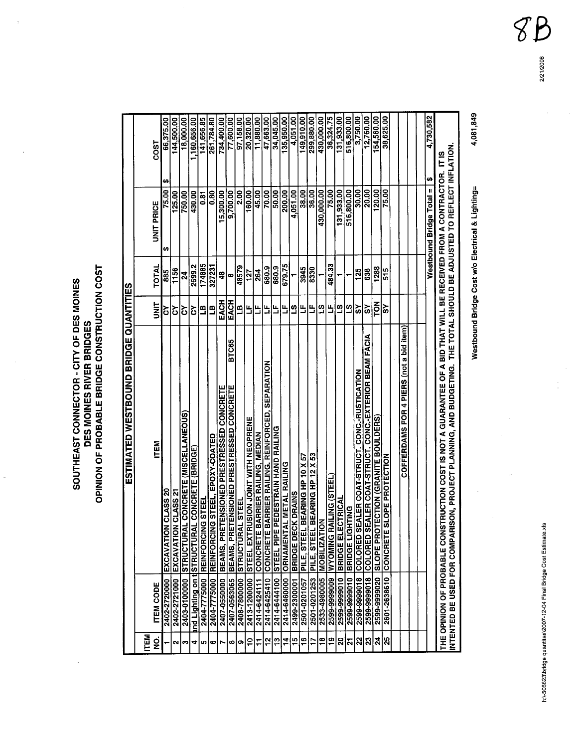# SOUTHEAST CONNECTOR - CITY OF DES MOINES
## DES MOINES RIVER BRIDGES
## OPINION OF PROBABLE BRIDGE CONSTRUCTION COST

8B

2/21/2008

| ITEM NO. | ITEM CODE | ITEM | UNIT | TOTAL | UNIT PRICE | COST |
|---|---|---|---|---|---|---|
| **ESTIMATED WESTBOUND BRIDGE QUANTITIES** | | | | | | |
| 1 | 2402-2720000 | EXCAVATION CLASS 20 | CY | 885 | $ 75.00 | $ 66,375.00 |
| 2 | 2402-2721000 | EXCAVATION CLASS 21 | CY | 1156 | 125.00 | 144,500.00 |
| 3 | 2403-0100000 | STRUCTURAL CONCRETE (MISCELLANEOUS) | CY | 24 | 750.00 | 18,000.00 |
| 4 | and Lighting on t | STRUCTURAL CONCRETE (BRIDGE) | CY | 2699.2 | 430.00 | 1,160,656.00 |
| 5 | 2404-7775000 | REINFORCING STEEL | LB | 174885 | 0.81 | 141,656.85 |
| 6 | 2404-7775000 | REINFORCING STEEL, EPOXY-COATED | LB | 327231 | 0.80 | 261,784.80 |
| 7 | 2407-0550000 | BEAMS, PRETENSIONED PRESTRESSED CONCRETE | EACH | 48 | 15,300.00 | 734,400.00 |
| 8 | 2407-0563065 | BEAMS, PRETENSIONED PRESTRESSED CONCRETE BTC65 | EACH | 8 | 9,700.00 | 77,600.00 |
| 9 | 2408-7800000 | STRUCTURAL STEEL | LB | 48579 | 2.00 | 97,158.00 |
| 10 | 2413-1200000 | STEEL EXTRUSION JOINT WITH NEOPRENE | LF | 127 | 160.00 | 20,320.00 |
| 11 | 2414-6424111 | CONCRETE BARRIER RAILING, MEDIAN | LF | 264 | 45.00 | 11,880.00 |
| 12 | 2414-6425410 | CONCRETE BARRIER RAILING, REINFORCED, SEPARATION | LF | 680.9 | 70.00 | 47,663.00 |
| 13 | 2414-6444100 | STEEL PIPE PEDESTRAIN HAND RAILING | LF | 680.9 | 50.00 | 34,045.00 |
| 14 | 2414-6460000 | ORNAMENTAL METAL RAILING | LF | 679.75 | 200.00 | 135,950.00 |
| 15 | 2499-2300001 | BRIDGE DECK DRAINS | LS | 1 | 4,051.00 | 4,051.00 |
| 16 | 2501-0201057 | PILE, STEEL BEARING HP 10 X 57 | LF | 3945 | 38.00 | 149,910.00 |
| 17 | 2501-0201253 | PILE, STEEL BEARING HP 12 X 53 | LF | 8330 | 36.00 | 299,880.00 |
| 18 | 2533-4980005 | MOBILIZATION | LS | 1 | 430,000.00 | 430,000.00 |
| 19 | 2599-9999009 | WYOMING RAILING (STEEL) | LF | 484.33 | 75.00 | 36,324.75 |
| 20 | 2599-9999010 | BRIDGE ELECTRICAL | LS | 1 | 131,933.00 | 131,933.00 |
| 21 | 2599-9999010 | BRIDGE LIGHTING | LS | 1 | 516,800.00 | 516,800.00 |
| 22 | 2599-9999018 | COLORED SEALER COAT-STRUCT. CONC.-RUSTICATION | SY | 125 | 30.00 | 3,750.00 |
| 23 | 2599-9999018 | COLORED SEALER COAT-STRUCT. CONC.-EXTERIOR BEAM FACIA | SY | 638 | 20.00 | 12,760.00 |
| 24 | 2599-9999020 | SLOPE PROTECTION (GRANITE BOULDERS) | TON | 1288 | 120.00 | 154,560.00 |
| 25 | 2601-2638610 | CONCRETE SLOPE PROTECTION | SY | 515 | 75.00 | 38,625.00 |
| | | COFFERDAMS FOR 4 PIERS (not a bid item) | | | | |
| | | | | | | |
| | | | | | | |
| | | | | Westbound Bridge Total = | $ | 4,730,582 |

THE OPINION OF PROBABLE CONSTRUCTION COST IS NOT A GUARANTEE OF A BID THAT WILL BE RECEIVED FROM A CONTRACTOR. IT IS INTENTED TO BE USED FOR COMPARISON, PROJECT PLANNING, AND BUDGETING. THE TOTAL SHOULD BE ADJUSTED TO REFLECT INFLATION.

Westbound Bridge Cost w/o Electrical & Lighting= 4,081,849

h:\-506623\bridge quantities\2007-12-04 Final Bridge Cost Estimate.xls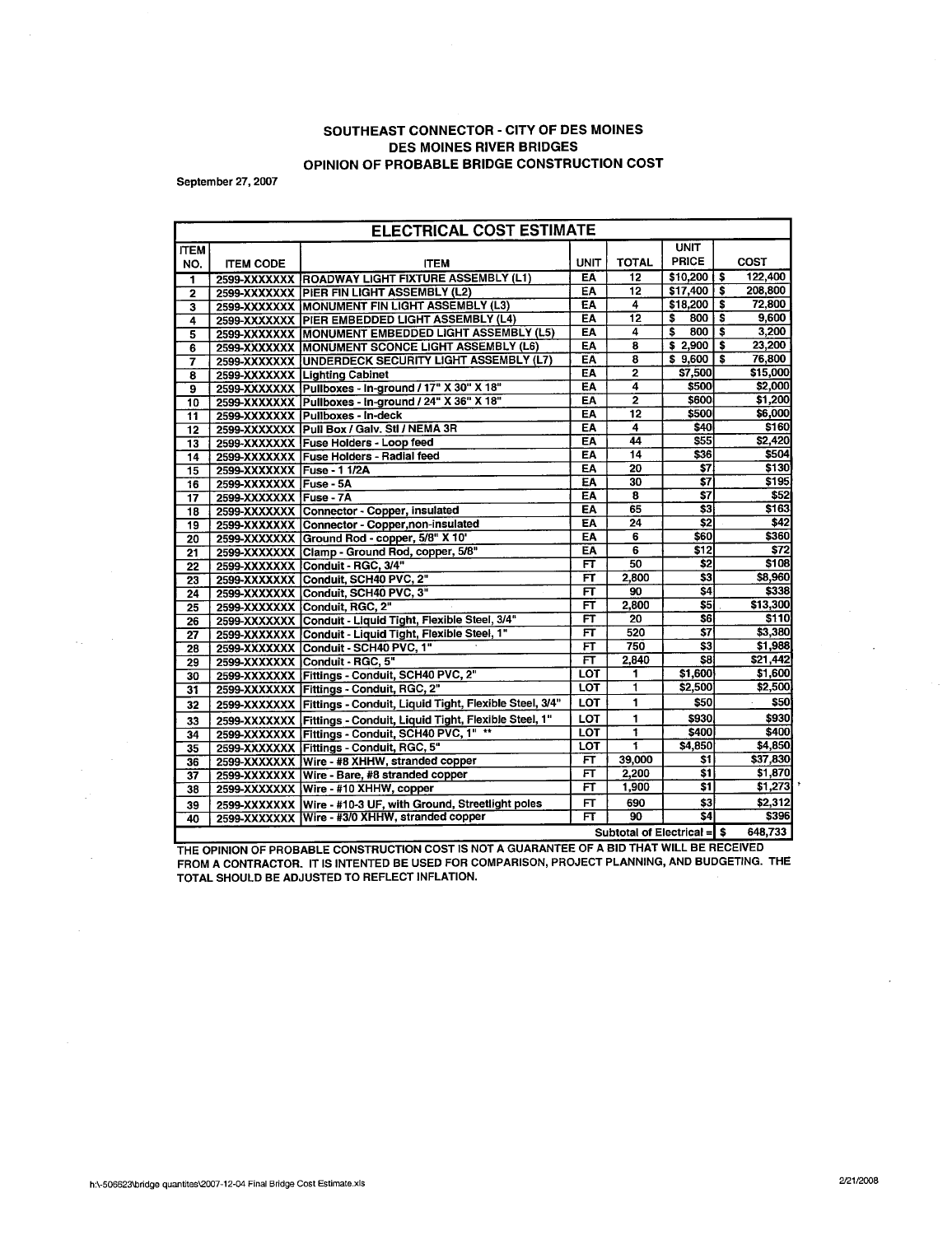# SOUTHEAST CONNECTOR - CITY OF DES MOINES
# DES MOINES RIVER BRIDGES
# OPINION OF PROBABLE BRIDGE CONSTRUCTION COST

September 27, 2007

| ELECTRICAL COST ESTIMATE | | | | | | |
|---|---|---|---|---|---|---|
| ITEM NO. | ITEM CODE | ITEM | UNIT | TOTAL | UNIT PRICE | COST |
| 1 | 2599-XXXXXXX | ROADWAY LIGHT FIXTURE ASSEMBLY (L1) | EA | 12 | $10,200 | $ 122,400 |
| 2 | 2599-XXXXXXX | PIER FIN LIGHT ASSEMBLY (L2) | EA | 12 | $17,400 | $ 208,800 |
| 3 | 2599-XXXXXXX | MONUMENT FIN LIGHT ASSEMBLY (L3) | EA | 4 | $18,200 | $ 72,800 |
| 4 | 2599-XXXXXXX | PIER EMBEDDED LIGHT ASSEMBLY (L4) | EA | 12 | $ 800 | $ 9,600 |
| 5 | 2599-XXXXXXX | MONUMENT EMBEDDED LIGHT ASSEMBLY (L5) | EA | 4 | $ 800 | $ 3,200 |
| 6 | 2599-XXXXXXX | MONUMENT SCONCE LIGHT ASSEMBLY (L6) | EA | 8 | $ 2,900 | $ 23,200 |
| 7 | 2599-XXXXXXX | UNDERDECK SECURITY LIGHT ASSEMBLY (L7) | EA | 8 | $ 9,600 | $ 76,800 |
| 8 | 2599-XXXXXXX | Lighting Cabinet | EA | 2 | $7,500 | $15,000 |
| 9 | 2599-XXXXXXX | Pullboxes - In-ground / 17" X 30" X 18" | EA | 4 | $500 | $2,000 |
| 10 | 2599-XXXXXXX | Pullboxes - In-ground / 24" X 36" X 18" | EA | 2 | $600 | $1,200 |
| 11 | 2599-XXXXXXX | Pullboxes - In-deck | EA | 12 | $500 | $6,000 |
| 12 | 2599-XXXXXXX | Pull Box / Galv. Stl / NEMA 3R | EA | 4 | $40 | $160 |
| 13 | 2599-XXXXXXX | Fuse Holders - Loop feed | EA | 44 | $55 | $2,420 |
| 14 | 2599-XXXXXXX | Fuse Holders - Radial feed | EA | 14 | $36 | $504 |
| 15 | 2599-XXXXXXX | Fuse - 1 1/2A | EA | 20 | $7 | $130 |
| 16 | 2599-XXXXXXX | Fuse - 5A | EA | 30 | $7 | $195 |
| 17 | 2599-XXXXXXX | Fuse - 7A | EA | 8 | $7 | $52 |
| 18 | 2599-XXXXXXX | Connector - Copper, insulated | EA | 65 | $3 | $163 |
| 19 | 2599-XXXXXXX | Connector - Copper,non-insulated | EA | 24 | $2 | $42 |
| 20 | 2599-XXXXXXX | Ground Rod - copper, 5/8" X 10' | EA | 6 | $60 | $360 |
| 21 | 2599-XXXXXXX | Clamp - Ground Rod, copper, 5/8" | EA | 6 | $12 | $72 |
| 22 | 2599-XXXXXXX | Conduit - RGC, 3/4" | FT | 50 | $2 | $108 |
| 23 | 2599-XXXXXXX | Conduit, SCH40 PVC, 2" | FT | 2,800 | $3 | $8,960 |
| 24 | 2599-XXXXXXX | Conduit, SCH40 PVC, 3" | FT | 90 | $4 | $338 |
| 25 | 2599-XXXXXXX | Conduit, RGC, 2" | FT | 2,800 | $5 | $13,300 |
| 26 | 2599-XXXXXXX | Conduit - Liquid Tight, Flexible Steel, 3/4" | FT | 20 | $6 | $110 |
| 27 | 2599-XXXXXXX | Conduit - Liquid Tight, Flexible Steel, 1" | FT | 520 | $7 | $3,380 |
| 28 | 2599-XXXXXXX | Conduit - SCH40 PVC, 1" | FT | 750 | $3 | $1,988 |
| 29 | 2599-XXXXXXX | Conduit - RGC, 5" | FT | 2,840 | $8 | $21,442 |
| 30 | 2599-XXXXXXX | Fittings - Conduit, SCH40 PVC, 2" | LOT | 1 | $1,600 | $1,600 |
| 31 | 2599-XXXXXXX | Fittings - Conduit, RGC, 2" | LOT | 1 | $2,500 | $2,500 |
| 32 | 2599-XXXXXXX | Fittings - Conduit, Liquid Tight, Flexible Steel, 3/4" | LOT | 1 | $50 | $50 |
| 33 | 2599-XXXXXXX | Fittings - Conduit, Liquid Tight, Flexible Steel, 1" | LOT | 1 | $930 | $930 |
| 34 | 2599-XXXXXXX | Fittings - Conduit, SCH40 PVC, 1" ** | LOT | 1 | $400 | $400 |
| 35 | 2599-XXXXXXX | Fittings - Conduit, RGC, 5" | LOT | 1 | $4,850 | $4,850 |
| 36 | 2599-XXXXXXX | Wire - #8 XHHW, stranded copper | FT | 39,000 | $1 | $37,830 |
| 37 | 2599-XXXXXXX | Wire - Bare, #8 stranded copper | FT | 2,200 | $1 | $1,870 |
| 38 | 2599-XXXXXXX | Wire - #10 XHHW, copper | FT | 1,900 | $1 | $1,273 |
| 39 | 2599-XXXXXXX | Wire - #10-3 UF, with Ground, Streetlight poles | FT | 690 | $3 | $2,312 |
| 40 | 2599-XXXXXXX | Wire - #3/0 XHHW, stranded copper | FT | 90 | $4 | $396 |
| | | | | | Subtotal of Electrical = | $ 648,733 |

THE OPINION OF PROBABLE CONSTRUCTION COST IS NOT A GUARANTEE OF A BID THAT WILL BE RECEIVED FROM A CONTRACTOR. IT IS INTENTED BE USED FOR COMPARISON, PROJECT PLANNING, AND BUDGETING. THE TOTAL SHOULD BE ADJUSTED TO REFLECT INFLATION.

h:\-506623\bridge quantites\2007-12-04 Final Bridge Cost Estimate.xls

2/21/2008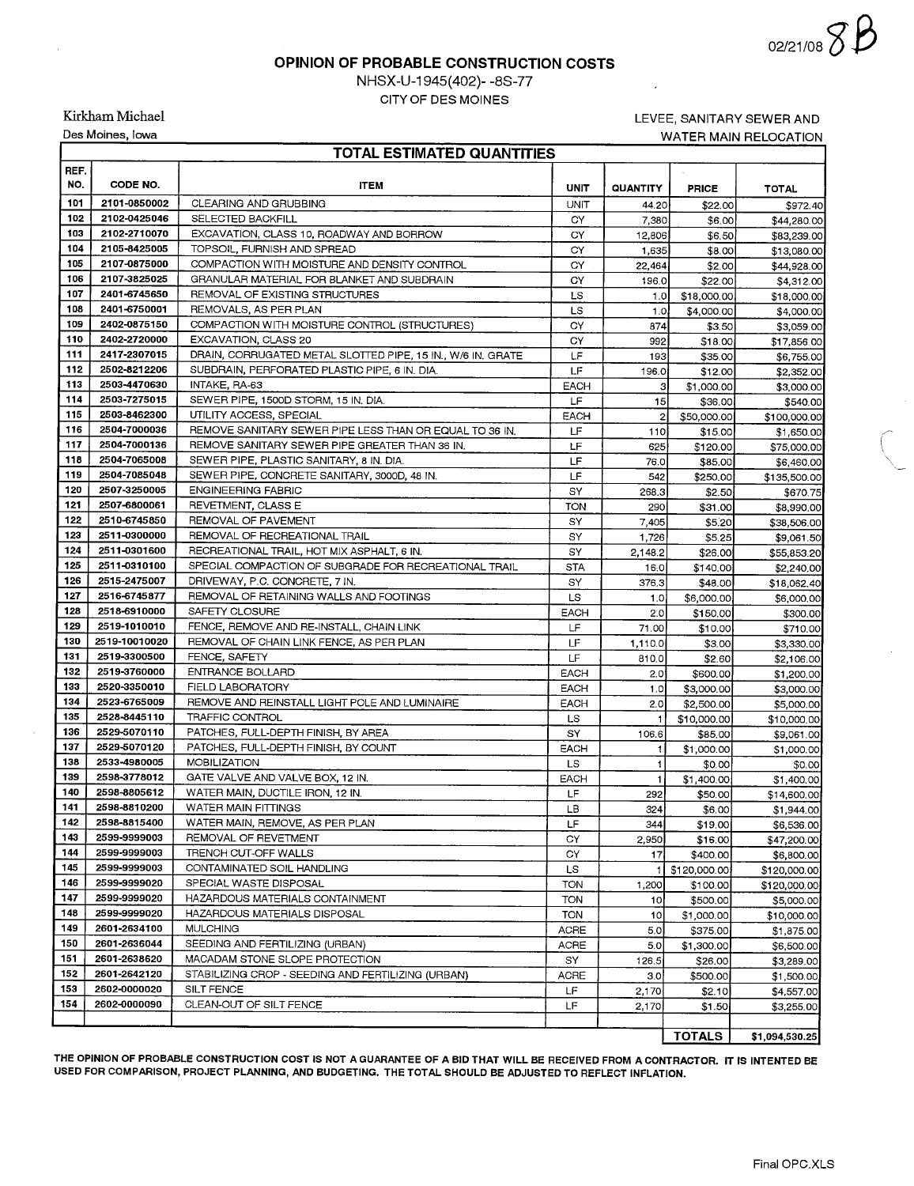02/21/08 8B

# OPINION OF PROBABLE CONSTRUCTION COSTS

NHSX-U-1945(402)- -8S-77

CITY OF DES MOINES

Kirkham Michael
Des Moines, Iowa

LEVEE, SANITARY SEWER AND
WATER MAIN RELOCATION

## TOTAL ESTIMATED QUANTITIES

| REF. NO. | CODE NO. | ITEM | UNIT | QUANTITY | PRICE | TOTAL |
|---|---|---|---|---|---|---|
| 101 | 2101-0850002 | CLEARING AND GRUBBING | UNIT | 44.20 | $22.00 | $972.40 |
| 102 | 2102-0425046 | SELECTED BACKFILL | CY | 7,380 | $6.00 | $44,280.00 |
| 103 | 2102-2710070 | EXCAVATION, CLASS 10, ROADWAY AND BORROW | CY | 12,806 | $6.50 | $83,239.00 |
| 104 | 2105-8425005 | TOPSOIL, FURNISH AND SPREAD | CY | 1,635 | $8.00 | $13,080.00 |
| 105 | 2107-0875000 | COMPACTION WITH MOISTURE AND DENSITY CONTROL | CY | 22,464 | $2.00 | $44,928.00 |
| 106 | 2107-3825025 | GRANULAR MATERIAL FOR BLANKET AND SUBDRAIN | CY | 196.0 | $22.00 | $4,312.00 |
| 107 | 2401-6745650 | REMOVAL OF EXISTING STRUCTURES | LS | 1.0 | $18,000.00 | $18,000.00 |
| 108 | 2401-6750001 | REMOVALS, AS PER PLAN | LS | 1.0 | $4,000.00 | $4,000.00 |
| 109 | 2402-0875150 | COMPACTION WITH MOISTURE CONTROL (STRUCTURES) | CY | 874 | $3.50 | $3,059.00 |
| 110 | 2402-2720000 | EXCAVATION, CLASS 20 | CY | 992 | $18.00 | $17,856.00 |
| 111 | 2417-2307015 | DRAIN, CORRUGATED METAL SLOTTED PIPE, 15 IN., W/6 IN. GRATE | LF | 193 | $35.00 | $6,755.00 |
| 112 | 2502-8212206 | SUBDRAIN, PERFORATED PLASTIC PIPE, 6 IN. DIA. | LF | 196.0 | $12.00 | $2,352.00 |
| 113 | 2503-4470630 | INTAKE, RA-63 | EACH | 3 | $1,000.00 | $3,000.00 |
| 114 | 2503-7275015 | SEWER PIPE, 1500D STORM, 15 IN. DIA. | LF | 15 | $36.00 | $540.00 |
| 115 | 2503-8462300 | UTILITY ACCESS, SPECIAL | EACH | 2 | $50,000.00 | $100,000.00 |
| 116 | 2504-7000036 | REMOVE SANITARY SEWER PIPE LESS THAN OR EQUAL TO 36 IN. | LF | 110 | $15.00 | $1,650.00 |
| 117 | 2504-7000136 | REMOVE SANITARY SEWER PIPE GREATER THAN 36 IN. | LF | 625 | $120.00 | $75,000.00 |
| 118 | 2504-7065008 | SEWER PIPE, PLASTIC SANITARY, 8 IN. DIA. | LF | 76.0 | $85.00 | $6,460.00 |
| 119 | 2504-7085048 | SEWER PIPE, CONCRETE SANITARY, 3000D, 48 IN. | LF | 542 | $250.00 | $135,500.00 |
| 120 | 2507-3250005 | ENGINEERING FABRIC | SY | 268.3 | $2.50 | $670.75 |
| 121 | 2507-6800061 | REVETMENT, CLASS E | TON | 290 | $31.00 | $8,990.00 |
| 122 | 2510-6745850 | REMOVAL OF PAVEMENT | SY | 7,405 | $5.20 | $38,506.00 |
| 123 | 2511-0300000 | REMOVAL OF RECREATIONAL TRAIL | SY | 1,726 | $5.25 | $9,061.50 |
| 124 | 2511-0301600 | RECREATIONAL TRAIL, HOT MIX ASPHALT, 6 IN. | SY | 2,148.2 | $26.00 | $55,853.20 |
| 125 | 2511-0310100 | SPECIAL COMPACTION OF SUBGRADE FOR RECREATIONAL TRAIL | STA | 16.0 | $140.00 | $2,240.00 |
| 126 | 2515-2475007 | DRIVEWAY, P.C. CONCRETE, 7 IN. | SY | 376.3 | $48.00 | $18,062.40 |
| 127 | 2516-6745877 | REMOVAL OF RETAINING WALLS AND FOOTINGS | LS | 1.0 | $6,000.00 | $6,000.00 |
| 128 | 2518-6910000 | SAFETY CLOSURE | EACH | 2.0 | $150.00 | $300.00 |
| 129 | 2519-1010010 | FENCE, REMOVE AND RE-INSTALL, CHAIN LINK | LF | 71.00 | $10.00 | $710.00 |
| 130 | 2519-10010020 | REMOVAL OF CHAIN LINK FENCE, AS PER PLAN | LF | 1,110.0 | $3.00 | $3,330.00 |
| 131 | 2519-3300500 | FENCE, SAFETY | LF | 810.0 | $2.60 | $2,106.00 |
| 132 | 2519-3760000 | ENTRANCE BOLLARD | EACH | 2.0 | $600.00 | $1,200.00 |
| 133 | 2520-3350010 | FIELD LABORATORY | EACH | 1.0 | $3,000.00 | $3,000.00 |
| 134 | 2523-6765009 | REMOVE AND REINSTALL LIGHT POLE AND LUMINAIRE | EACH | 2.0 | $2,500.00 | $5,000.00 |
| 135 | 2528-8445110 | TRAFFIC CONTROL | LS | 1 | $10,000.00 | $10,000.00 |
| 136 | 2529-5070110 | PATCHES, FULL-DEPTH FINISH, BY AREA | SY | 106.6 | $85.00 | $9,061.00 |
| 137 | 2529-5070120 | PATCHES, FULL-DEPTH FINISH, BY COUNT | EACH | 1 | $1,000.00 | $1,000.00 |
| 138 | 2533-4980005 | MOBILIZATION | LS | 1 | $0.00 | $0.00 |
| 139 | 2598-3778012 | GATE VALVE AND VALVE BOX, 12 IN. | EACH | 1 | $1,400.00 | $1,400.00 |
| 140 | 2598-8805612 | WATER MAIN, DUCTILE IRON, 12 IN. | LF | 292 | $50.00 | $14,600.00 |
| 141 | 2598-8810200 | WATER MAIN FITTINGS | LB | 324 | $6.00 | $1,944.00 |
| 142 | 2598-8815400 | WATER MAIN, REMOVE, AS PER PLAN | LF | 344 | $19.00 | $6,536.00 |
| 143 | 2599-9999003 | REMOVAL OF REVETMENT | CY | 2,950 | $16.00 | $47,200.00 |
| 144 | 2599-9999003 | TRENCH CUT-OFF WALLS | CY | 17 | $400.00 | $6,800.00 |
| 145 | 2599-9999003 | CONTAMINATED SOIL HANDLING | LS | 1 | $120,000.00 | $120,000.00 |
| 146 | 2599-9999020 | SPECIAL WASTE DISPOSAL | TON | 1,200 | $100.00 | $120,000.00 |
| 147 | 2599-9999020 | HAZARDOUS MATERIALS CONTAINMENT | TON | 10 | $500.00 | $5,000.00 |
| 148 | 2599-9999020 | HAZARDOUS MATERIALS DISPOSAL | TON | 10 | $1,000.00 | $10,000.00 |
| 149 | 2601-2634100 | MULCHING | ACRE | 5.0 | $375.00 | $1,875.00 |
| 150 | 2601-2636044 | SEEDING AND FERTILIZING (URBAN) | ACRE | 5.0 | $1,300.00 | $6,500.00 |
| 151 | 2601-2638620 | MACADAM STONE SLOPE PROTECTION | SY | 126.5 | $26.00 | $3,289.00 |
| 152 | 2601-2642120 | STABILIZING CROP - SEEDING AND FERTILIZING (URBAN) | ACRE | 3.0 | $500.00 | $1,500.00 |
| 153 | 2602-0000020 | SILT FENCE | LF | 2,170 | $2.10 | $4,557.00 |
| 154 | 2602-0000090 | CLEAN-OUT OF SILT FENCE | LF | 2,170 | $1.50 | $3,255.00 |
| | | | | | **TOTALS** | **$1,094,530.25** |

**THE OPINION OF PROBABLE CONSTRUCTION COST IS NOT A GUARANTEE OF A BID THAT WILL BE RECEIVED FROM A CONTRACTOR. IT IS INTENTED BE USED FOR COMPARISON, PROJECT PLANNING, AND BUDGETING. THE TOTAL SHOULD BE ADJUSTED TO REFLECT INFLATION.**

Final OPC.XLS